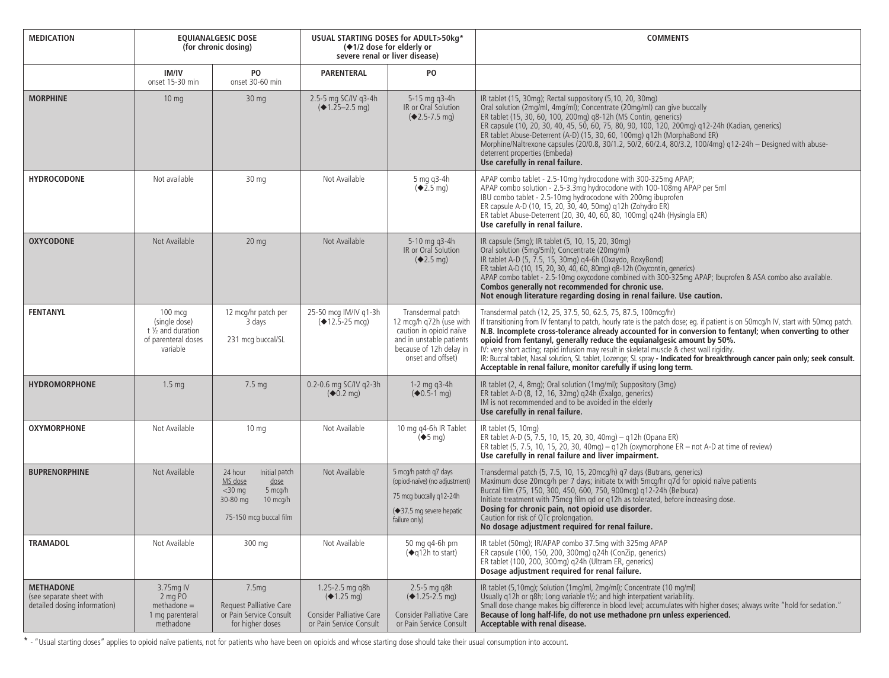| MEDICATION | EQUIANALGESIC DOSE (for chronic dosing) | | USUAL STARTING DOSES for ADULT>50kg* (◆1/2 dose for elderly or severe renal or liver disease) | | COMMENTS |
|---|---|---|---|---|---|
| | IM/IV onset 15-30 min | PO onset 30-60 min | PARENTERAL | PO | |
| **MORPHINE** | 10 mg | 30 mg | 2.5-5 mg SC/IV q3-4h (◆1.25–2.5 mg) | 5-15 mg q3-4h IR or Oral Solution (◆2.5-7.5 mg) | IR tablet (15, 30mg); Rectal suppository (5,10, 20, 30mg)<br>Oral solution (2mg/ml, 4mg/ml); Concentrate (20mg/ml) can give buccally<br>ER tablet (15, 30, 60, 100, 200mg) q8-12h (MS Contin, generics)<br>ER capsule (10, 20, 30, 40, 45, 50, 60, 75, 80, 90, 100, 120, 200mg) q12-24h (Kadian, generics)<br>ER tablet Abuse-Deterrent (A-D) (15, 30, 60, 100mg) q12h (MorphaBond ER)<br>Morphine/Naltrexone capsules (20/0.8, 30/1.2, 50/2, 60/2.4, 80/3.2, 100/4mg) q12-24h – Designed with abuse-deterrent properties (Embeda)<br>**Use carefully in renal failure.** |
| **HYDROCODONE** | Not available | 30 mg | Not Available | 5 mg q3-4h (◆2.5 mg) | APAP combo tablet - 2.5-10mg hydrocodone with 300-325mg APAP;<br>APAP combo solution - 2.5-3.3mg hydrocodone with 100-108mg APAP per 5ml<br>IBU combo tablet - 2.5-10mg hydrocodone with 200mg ibuprofen<br>ER capsule A-D (10, 15, 20, 30, 40, 50mg) q12h (Zohydro ER)<br>ER tablet Abuse-Deterrent (20, 30, 40, 60, 80, 100mg) q24h (Hysingla ER)<br>**Use carefully in renal failure.** |
| **OXYCODONE** | Not Available | 20 mg | Not Available | 5-10 mg q3-4h IR or Oral Solution (◆2.5 mg) | IR capsule (5mg); IR tablet (5, 10, 15, 20, 30mg)<br>Oral solution (5mg/5ml); Concentrate (20mg/ml)<br>IR tablet A-D (5, 7.5, 15, 30mg) q4-6h (Oxaydo, RoxyBond)<br>ER tablet A-D (10, 15, 20, 30, 40, 60, 80mg) q8-12h (Oxycontin, generics)<br>APAP combo tablet - 2.5-10mg oxycodone combined with 300-325mg APAP; Ibuprofen & ASA combo also available.<br>**Combos generally not recommended for chronic use.**<br>**Not enough literature regarding dosing in renal failure. Use caution.** |
| **FENTANYL** | 100 mcg (single dose) t ½ and duration of parenteral doses variable | 12 mcg/hr patch per 3 days<br><br>231 mcg buccal/SL | 25-50 mcg IM/IV q1-3h (◆12.5-25 mcg) | Transdermal patch 12 mcg/h q72h (use with caution in opioid naïve and in unstable patients because of 12h delay in onset and offset) | Transdermal patch (12, 25, 37.5, 50, 62.5, 75, 87.5, 100mcg/hr)<br>If transitioning from IV fentanyl to patch, hourly rate is the patch dose; eg. if patient is on 50mcg/h IV, start with 50mcg patch.<br>**N.B. Incomplete cross-tolerance already accounted for in conversion to fentanyl; when converting to other opioid from fentanyl, generally reduce the equianalgesic amount by 50%.**<br>IV: very short acting; rapid infusion may result in skeletal muscle & chest wall rigidity.<br>IR: Buccal tablet, Nasal solution, SL tablet, Lozenge; SL spray **- Indicated for breakthrough cancer pain only; seek consult.**<br>**Acceptable in renal failure, monitor carefully if using long term.** |
| **HYDROMORPHONE** | 1.5 mg | 7.5 mg | 0.2-0.6 mg SC/IV q2-3h (◆0.2 mg) | 1-2 mg q3-4h (◆0.5-1 mg) | IR tablet (2, 4, 8mg); Oral solution (1mg/ml); Suppository (3mg)<br>ER tablet A-D (8, 12, 16, 32mg) q24h (Exalgo, generics)<br>IM is not recommended and to be avoided in the elderly<br>**Use carefully in renal failure.** |
| **OXYMORPHONE** | Not Available | 10 mg | Not Available | 10 mg q4-6h IR Tablet (◆5 mg) | IR tablet (5, 10mg)<br>ER tablet A-D (5, 7.5, 10, 15, 20, 30, 40mg) – q12h (Opana ER)<br>ER tablet (5, 7.5, 10, 15, 20, 30, 40mg) – q12h (oxymorphone ER – not A-D at time of review)<br>**Use carefully in renal failure and liver impairment.** |
| **BUPRENORPHINE** | Not Available | 24 hour MS dose / Initial patch dose<br><30 mg: 5 mcg/h<br>30-80 mg: 10 mcg/h<br><br>75-150 mcg buccal film | Not Available | 5 mcg/h patch q7 days (opiod-naïve) (no adjustment)<br><br>75 mcg buccally q12-24h<br><br>(◆37.5 mg severe hepatic failure only) | Transdermal patch (5, 7.5, 10, 15, 20mcg/h) q7 days (Butrans, generics)<br>Maximum dose 20mcg/h per 7 days; initiate tx with 5mcg/hr q7d for opioid naïve patients<br>Buccal film (75, 150, 300, 450, 600, 750, 900mcg) q12-24h (Belbuca)<br>Initiate treatment with 75mcg film qd or q12h as tolerated, before increasing dose.<br>**Dosing for chronic pain, not opioid use disorder.**<br>Caution for risk of QTc prolongation.<br>**No dosage adjustment required for renal failure.** |
| **TRAMADOL** | Not Available | 300 mg | Not Available | 50 mg q4-6h prn (◆q12h to start) | IR tablet (50mg); IR/APAP combo 37.5mg with 325mg APAP<br>ER capsule (100, 150, 200, 300mg) q24h (ConZip, generics)<br>ER tablet (100, 200, 300mg) q24h (Ultram ER, generics)<br>**Dosage adjustment required for renal failure.** |
| **METHADONE** (see separate sheet with detailed dosing information) | 3.75mg IV<br>2 mg PO methadone = 1 mg parenteral methadone | 7.5mg<br><br>Request Palliative Care or Pain Service Consult for higher doses | 1.25-2.5 mg q8h (◆1.25 mg)<br><br>Consider Palliative Care or Pain Service Consult | 2.5-5 mg q8h (◆1.25-2.5 mg)<br><br>Consider Palliative Care or Pain Service Consult | IR tablet (5,10mg); Solution (1mg/ml, 2mg/ml); Concentrate (10 mg/ml)<br>Usually q12h or q8h; Long variable t½; and high interpatient variability.<br>Small dose change makes big difference in blood level; accumulates with higher doses; always write "hold for sedation."<br>**Because of long half-life, do not use methadone prn unless experienced.**<br>**Acceptable with renal disease.** |

* - "Usual starting doses" applies to opioid naïve patients, not for patients who have been on opioids and whose starting dose should take their usual consumption into account.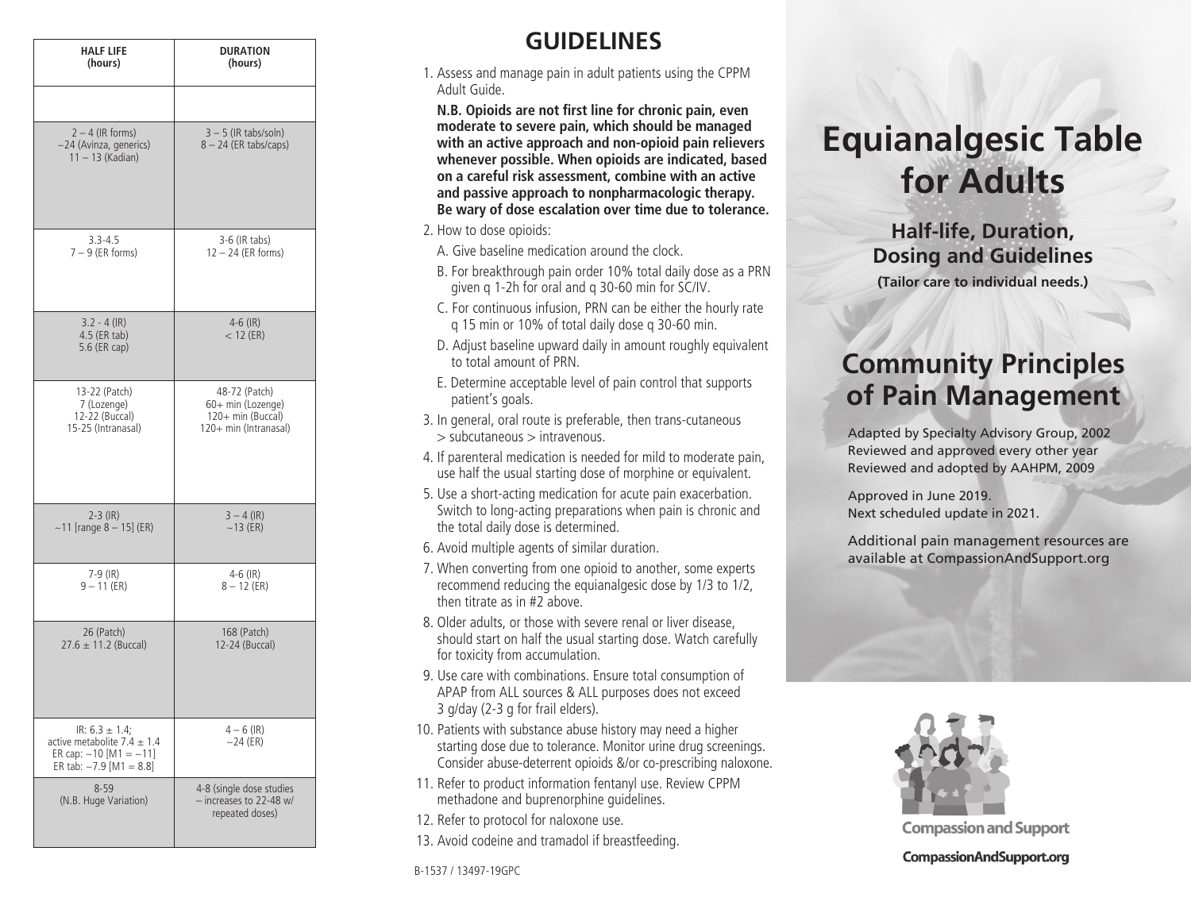| HALF LIFE (hours) | DURATION (hours) |
|---|---|
| | |
| 2 – 4 (IR forms)<br>~24 (Avinza, generics)<br>11 – 13 (Kadian) | 3 – 5 (IR tabs/soln)<br>8 – 24 (ER tabs/caps) |
| 3.3-4.5<br>7 – 9 (ER forms) | 3-6 (IR tabs)<br>12 – 24 (ER forms) |
| 3.2 - 4 (IR)<br>4.5 (ER tab)<br>5.6 (ER cap) | 4-6 (IR)<br>< 12 (ER) |
| 13-22 (Patch)<br>7 (Lozenge)<br>12-22 (Buccal)<br>15-25 (Intranasal) | 48-72 (Patch)<br>60+ min (Lozenge)<br>120+ min (Buccal)<br>120+ min (Intranasal) |
| 2-3 (IR)<br>~11 [range 8 – 15] (ER) | 3 – 4 (IR)<br>~13 (ER) |
| 7-9 (IR)<br>9 – 11 (ER) | 4-6 (IR)<br>8 – 12 (ER) |
| 26 (Patch)<br>27.6 ± 11.2 (Buccal) | 168 (Patch)<br>12-24 (Buccal) |
| IR: 6.3 ± 1.4;<br>active metabolite 7.4 ± 1.4<br>ER cap: ~10 [M1 = ~11]<br>ER tab: ~7.9 [M1 = 8.8] | 4 – 6 (IR)<br>~24 (ER) |
| 8-59<br>(N.B. Huge Variation) | 4-8 (single dose studies – increases to 22-48 w/ repeated doses) |

## GUIDELINES

1. Assess and manage pain in adult patients using the CPPM Adult Guide.

   **N.B. Opioids are not first line for chronic pain, even moderate to severe pain, which should be managed with an active approach and non-opioid pain relievers whenever possible. When opioids are indicated, based on a careful risk assessment, combine with an active and passive approach to nonpharmacologic therapy. Be wary of dose escalation over time due to tolerance.**

2. How to dose opioids:
   - A. Give baseline medication around the clock.
   - B. For breakthrough pain order 10% total daily dose as a PRN given q 1-2h for oral and q 30-60 min for SC/IV.
   - C. For continuous infusion, PRN can be either the hourly rate q 15 min or 10% of total daily dose q 30-60 min.
   - D. Adjust baseline upward daily in amount roughly equivalent to total amount of PRN.
   - E. Determine acceptable level of pain control that supports patient's goals.
3. In general, oral route is preferable, then trans-cutaneous > subcutaneous > intravenous.
4. If parenteral medication is needed for mild to moderate pain, use half the usual starting dose of morphine or equivalent.
5. Use a short-acting medication for acute pain exacerbation. Switch to long-acting preparations when pain is chronic and the total daily dose is determined.
6. Avoid multiple agents of similar duration.
7. When converting from one opioid to another, some experts recommend reducing the equianalgesic dose by 1/3 to 1/2, then titrate as in #2 above.
8. Older adults, or those with severe renal or liver disease, should start on half the usual starting dose. Watch carefully for toxicity from accumulation.
9. Use care with combinations. Ensure total consumption of APAP from ALL sources & ALL purposes does not exceed 3 g/day (2-3 g for frail elders).
10. Patients with substance abuse history may need a higher starting dose due to tolerance. Monitor urine drug screenings. Consider abuse-deterrent opioids &/or co-prescribing naloxone.
11. Refer to product information fentanyl use. Review CPPM methadone and buprenorphine guidelines.
12. Refer to protocol for naloxone use.
13. Avoid codeine and tramadol if breastfeeding.

B-1537 / 13497-19GPC

# Equianalgesic Table for Adults

### Half-life, Duration, Dosing and Guidelines

**(Tailor care to individual needs.)**

## Community Principles of Pain Management

Adapted by Specialty Advisory Group, 2002
Reviewed and approved every other year
Reviewed and adopted by AAHPM, 2009

Approved in June 2019.
Next scheduled update in 2021.

Additional pain management resources are available at CompassionAndSupport.org

**Compassion and Support**

**CompassionAndSupport.org**